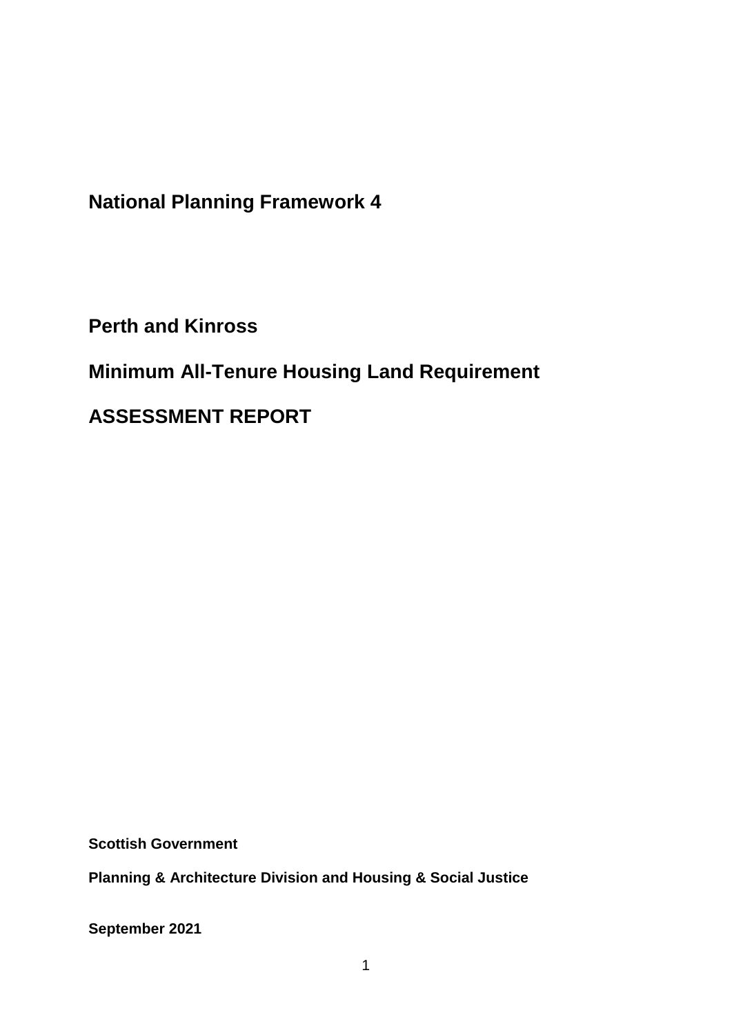# National Planning Framework 4

# Perth and Kinross

# Minimum All-Tenure Housing Land Requirement

# ASSESSMENT REPORT

**Scottish Government**

**Planning & Architecture Division and Housing & Social Justice**

**September 2021**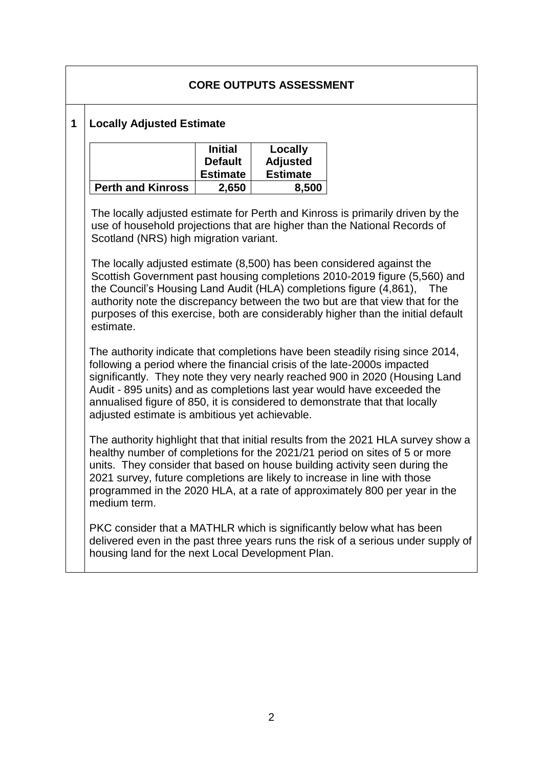## CORE OUTPUTS ASSESSMENT

### 1 Locally Adjusted Estimate

| | Initial Default Estimate | Locally Adjusted Estimate |
|---|---|---|
| **Perth and Kinross** | **2,650** | **8,500** |

The locally adjusted estimate for Perth and Kinross is primarily driven by the use of household projections that are higher than the National Records of Scotland (NRS) high migration variant.

The locally adjusted estimate (8,500) has been considered against the Scottish Government past housing completions 2010-2019 figure (5,560) and the Council's Housing Land Audit (HLA) completions figure (4,861), The authority note the discrepancy between the two but are that view that for the purposes of this exercise, both are considerably higher than the initial default estimate.

The authority indicate that completions have been steadily rising since 2014, following a period where the financial crisis of the late-2000s impacted significantly. They note they very nearly reached 900 in 2020 (Housing Land Audit - 895 units) and as completions last year would have exceeded the annualised figure of 850, it is considered to demonstrate that that locally adjusted estimate is ambitious yet achievable.

The authority highlight that that initial results from the 2021 HLA survey show a healthy number of completions for the 2021/21 period on sites of 5 or more units. They consider that based on house building activity seen during the 2021 survey, future completions are likely to increase in line with those programmed in the 2020 HLA, at a rate of approximately 800 per year in the medium term.

PKC consider that a MATHLR which is significantly below what has been delivered even in the past three years runs the risk of a serious under supply of housing land for the next Local Development Plan.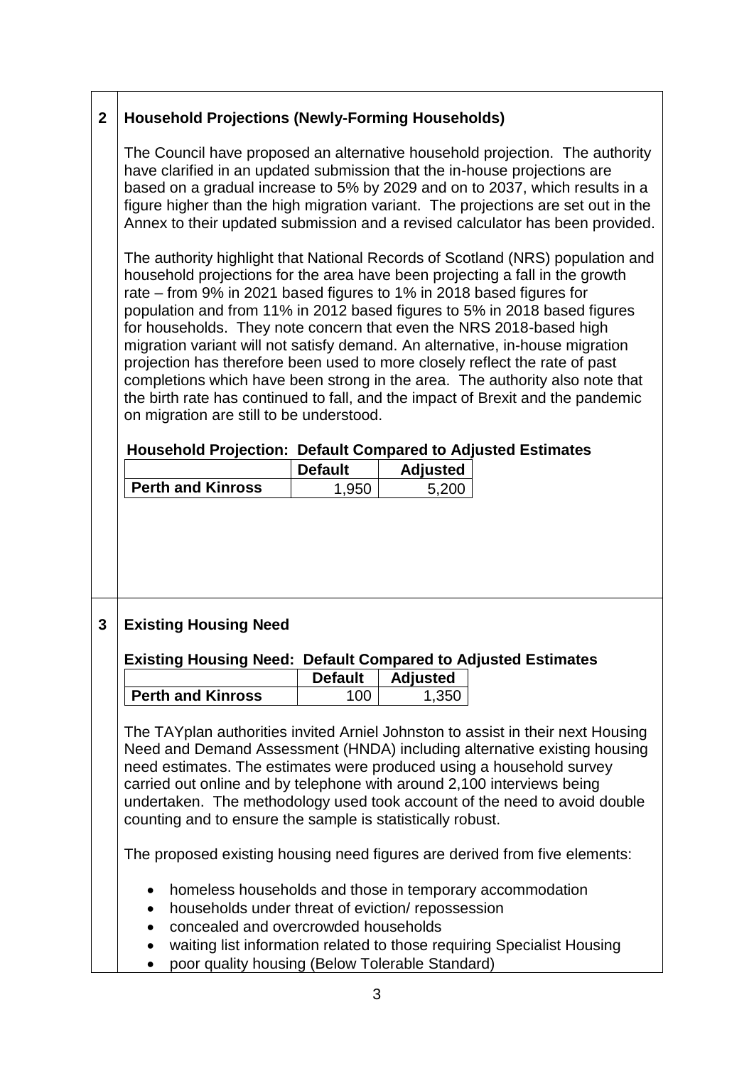## 2 Household Projections (Newly-Forming Households)

The Council have proposed an alternative household projection. The authority have clarified in an updated submission that the in-house projections are based on a gradual increase to 5% by 2029 and on to 2037, which results in a figure higher than the high migration variant. The projections are set out in the Annex to their updated submission and a revised calculator has been provided.

The authority highlight that National Records of Scotland (NRS) population and household projections for the area have been projecting a fall in the growth rate – from 9% in 2021 based figures to 1% in 2018 based figures for population and from 11% in 2012 based figures to 5% in 2018 based figures for households. They note concern that even the NRS 2018-based high migration variant will not satisfy demand. An alternative, in-house migration projection has therefore been used to more closely reflect the rate of past completions which have been strong in the area. The authority also note that the birth rate has continued to fall, and the impact of Brexit and the pandemic on migration are still to be understood.

**Household Projection: Default Compared to Adjusted Estimates**

| | Default | Adjusted |
|---|---|---|
| **Perth and Kinross** | 1,950 | 5,200 |

## 3 Existing Housing Need

**Existing Housing Need: Default Compared to Adjusted Estimates**

| | Default | Adjusted |
|---|---|---|
| **Perth and Kinross** | 100 | 1,350 |

The TAYplan authorities invited Arniel Johnston to assist in their next Housing Need and Demand Assessment (HNDA) including alternative existing housing need estimates. The estimates were produced using a household survey carried out online and by telephone with around 2,100 interviews being undertaken. The methodology used took account of the need to avoid double counting and to ensure the sample is statistically robust.

The proposed existing housing need figures are derived from five elements:

- homeless households and those in temporary accommodation
- households under threat of eviction/ repossession
- concealed and overcrowded households
- waiting list information related to those requiring Specialist Housing
- poor quality housing (Below Tolerable Standard)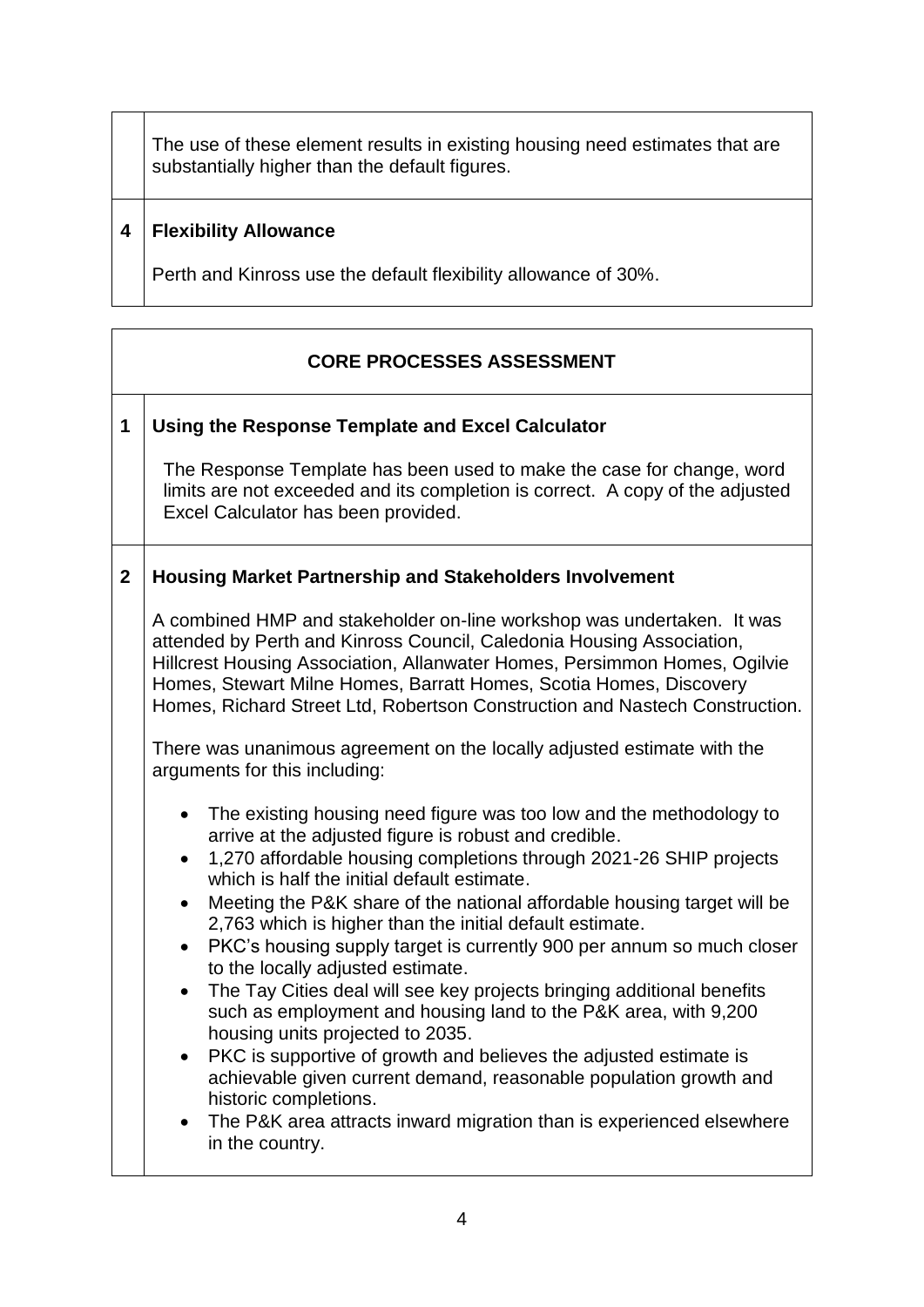The use of these element results in existing housing need estimates that are substantially higher than the default figures.

**4 Flexibility Allowance**

Perth and Kinross use the default flexibility allowance of 30%.

## CORE PROCESSES ASSESSMENT

**1 Using the Response Template and Excel Calculator**

The Response Template has been used to make the case for change, word limits are not exceeded and its completion is correct. A copy of the adjusted Excel Calculator has been provided.

**2 Housing Market Partnership and Stakeholders Involvement**

A combined HMP and stakeholder on-line workshop was undertaken. It was attended by Perth and Kinross Council, Caledonia Housing Association, Hillcrest Housing Association, Allanwater Homes, Persimmon Homes, Ogilvie Homes, Stewart Milne Homes, Barratt Homes, Scotia Homes, Discovery Homes, Richard Street Ltd, Robertson Construction and Nastech Construction.

There was unanimous agreement on the locally adjusted estimate with the arguments for this including:

- The existing housing need figure was too low and the methodology to arrive at the adjusted figure is robust and credible.
- 1,270 affordable housing completions through 2021-26 SHIP projects which is half the initial default estimate.
- Meeting the P&K share of the national affordable housing target will be 2,763 which is higher than the initial default estimate.
- PKC's housing supply target is currently 900 per annum so much closer to the locally adjusted estimate.
- The Tay Cities deal will see key projects bringing additional benefits such as employment and housing land to the P&K area, with 9,200 housing units projected to 2035.
- PKC is supportive of growth and believes the adjusted estimate is achievable given current demand, reasonable population growth and historic completions.
- The P&K area attracts inward migration than is experienced elsewhere in the country.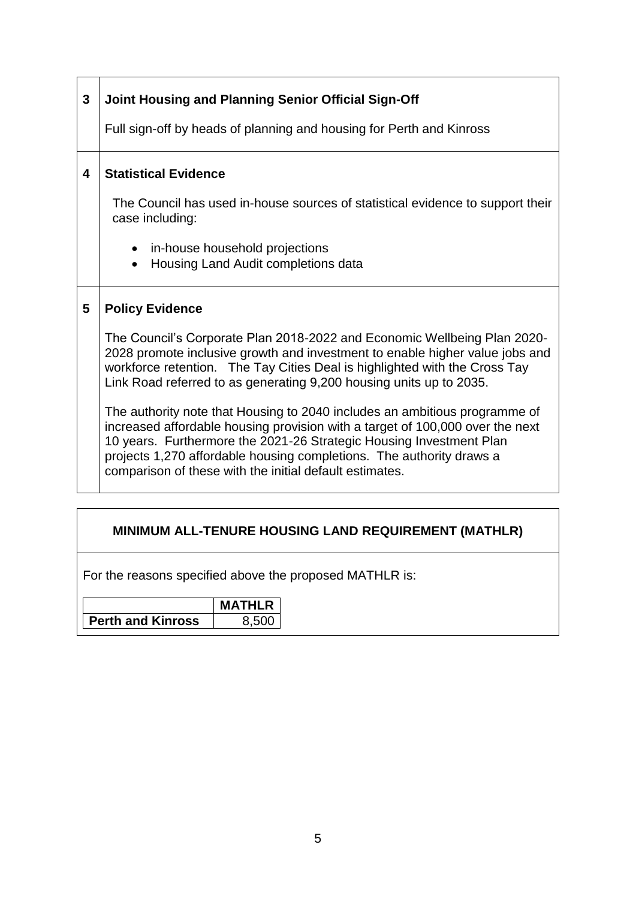**3 Joint Housing and Planning Senior Official Sign-Off**

Full sign-off by heads of planning and housing for Perth and Kinross

**4 Statistical Evidence**

The Council has used in-house sources of statistical evidence to support their case including:

- in-house household projections
- Housing Land Audit completions data

**5 Policy Evidence**

The Council's Corporate Plan 2018-2022 and Economic Wellbeing Plan 2020-2028 promote inclusive growth and investment to enable higher value jobs and workforce retention. The Tay Cities Deal is highlighted with the Cross Tay Link Road referred to as generating 9,200 housing units up to 2035.

The authority note that Housing to 2040 includes an ambitious programme of increased affordable housing provision with a target of 100,000 over the next 10 years. Furthermore the 2021-26 Strategic Housing Investment Plan projects 1,270 affordable housing completions. The authority draws a comparison of these with the initial default estimates.

**MINIMUM ALL-TENURE HOUSING LAND REQUIREMENT (MATHLR)**

For the reasons specified above the proposed MATHLR is:

| | MATHLR |
|---|---|
| **Perth and Kinross** | 8,500 |